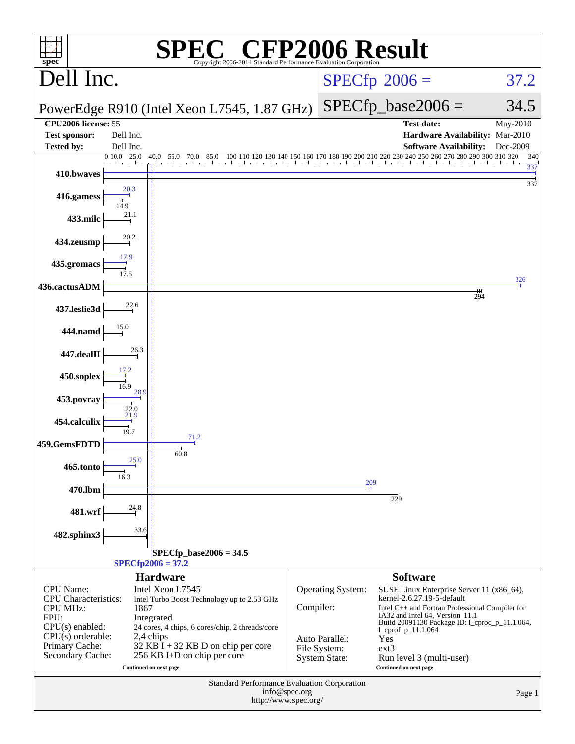# SPEC® CFP2006 Result

Copyright 2006-2014 Standard Performance Evaluation Corporation

## Dell Inc.

PowerEdge R910 (Intel Xeon L7545, 1.87 GHz)

SPECfp 2006 = 37.2

SPECfp_base2006 = 34.5

| | | | |
|---|---|---|---|
| **CPU2006 license:** | 55 | **Test date:** | May-2010 |
| **Test sponsor:** | Dell Inc. | **Hardware Availability:** | Mar-2010 |
| **Tested by:** | Dell Inc. | **Software Availability:** | Dec-2009 |

| Benchmark | Peak | Base |
|---|---|---|
| 410.bwaves | 337 | 337 |
| 416.gamess | 20.3 | 14.9 |
| 433.milc | | 21.1 |
| 434.zeusmp | | 20.2 |
| 435.gromacs | 17.9 | 17.5 |
| 436.cactusADM | 326 | 294 |
| 437.leslie3d | | 22.6 |
| 444.namd | | 15.0 |
| 447.dealII | | 26.3 |
| 450.soplex | 17.2 | 16.9 |
| 453.povray | 28.9 | 22.0 |
| 454.calculix | 21.9 | 19.7 |
| 459.GemsFDTD | 71.2 | 60.8 |
| 465.tonto | 25.0 | 16.3 |
| 470.lbm | 209 | 229 |
| 481.wrf | | 24.8 |
| 482.sphinx3 | | 33.6 |

SPECfp_base2006 = 34.5

SPECfp2006 = 37.2

### Hardware

| | |
|---|---|
| CPU Name: | Intel Xeon L7545 |
| CPU Characteristics: | Intel Turbo Boost Technology up to 2.53 GHz |
| CPU MHz: | 1867 |
| FPU: | Integrated |
| CPU(s) enabled: | 24 cores, 4 chips, 6 cores/chip, 2 threads/core |
| CPU(s) orderable: | 2,4 chips |
| Primary Cache: | 32 KB I + 32 KB D on chip per core |
| Secondary Cache: | 256 KB I+D on chip per core |

Continued on next page

### Software

| | |
|---|---|
| Operating System: | SUSE Linux Enterprise Server 11 (x86_64), kernel-2.6.27.19-5-default |
| Compiler: | Intel C++ and Fortran Professional Compiler for IA32 and Intel 64, Version 11.1 Build 20091130 Package ID: l_cproc_p_11.1.064, l_cprof_p_11.1.064 |
| Auto Parallel: | Yes |
| File System: | ext3 |
| System State: | Run level 3 (multi-user) |

Continued on next page

Standard Performance Evaluation Corporation
info@spec.org
http://www.spec.org/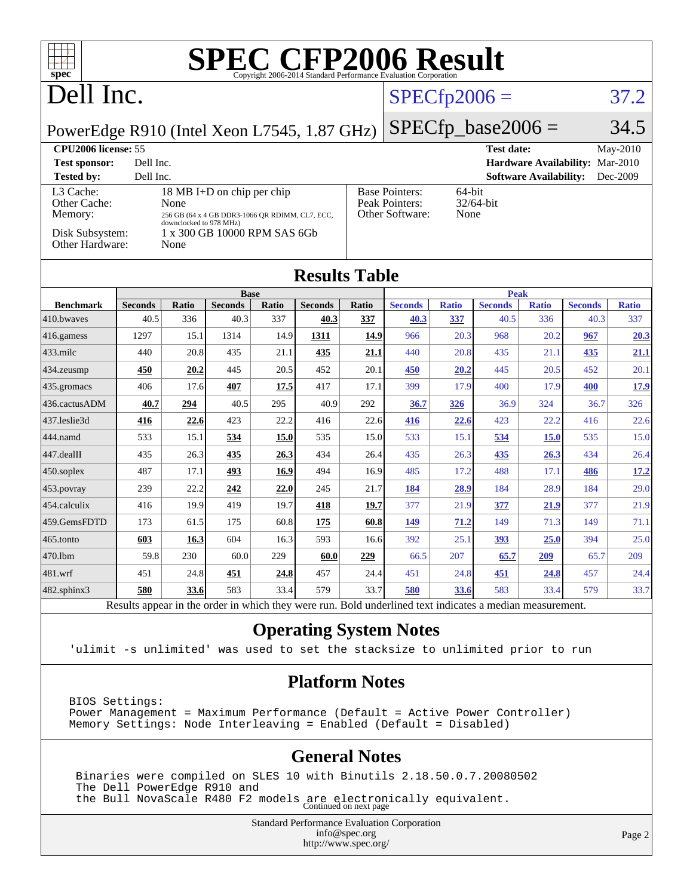# SPEC CFP2006 Result

Copyright 2006-2014 Standard Performance Evaluation Corporation

# Dell Inc.

PowerEdge R910 (Intel Xeon L7545, 1.87 GHz)

SPECfp2006 = 37.2

SPECfp_base2006 = 34.5

| | | | |
|---|---|---|---|
| **CPU2006 license:** 55 | | **Test date:** | May-2010 |
| **Test sponsor:** | Dell Inc. | **Hardware Availability:** | Mar-2010 |
| **Tested by:** | Dell Inc. | **Software Availability:** | Dec-2009 |

| | |
|---|---|
| L3 Cache: | 18 MB I+D on chip per chip |
| Other Cache: | None |
| Memory: | 256 GB (64 x 4 GB DDR3-1066 QR RDIMM, CL7, ECC, downclocked to 978 MHz) |
| Disk Subsystem: | 1 x 300 GB 10000 RPM SAS 6Gb |
| Other Hardware: | None |

| | |
|---|---|
| Base Pointers: | 64-bit |
| Peak Pointers: | 32/64-bit |
| Other Software: | None |

## Results Table

| Benchmark | Base | | | | | | Peak | | | | | |
|---|---|---|---|---|---|---|---|---|---|---|---|---|
| | Seconds | Ratio | Seconds | Ratio | Seconds | Ratio | Seconds | Ratio | Seconds | Ratio | Seconds | Ratio |
| 410.bwaves | 40.5 | 336 | 40.3 | 337 | **40.3** | **337** | **40.3** | **337** | 40.5 | 336 | 40.3 | 337 |
| 416.gamess | 1297 | 15.1 | 1314 | 14.9 | **1311** | **14.9** | 966 | 20.3 | 968 | 20.2 | **967** | **20.3** |
| 433.milc | 440 | 20.8 | 435 | 21.1 | **435** | **21.1** | 440 | 20.8 | 435 | 21.1 | **435** | **21.1** |
| 434.zeusmp | **450** | **20.2** | 445 | 20.5 | 452 | 20.1 | **450** | **20.2** | 445 | 20.5 | 452 | 20.1 |
| 435.gromacs | 406 | 17.6 | **407** | **17.5** | 417 | 17.1 | 399 | 17.9 | 400 | 17.9 | **400** | **17.9** |
| 436.cactusADM | **40.7** | **294** | 40.5 | 295 | 40.9 | 292 | **36.7** | **326** | 36.9 | 324 | 36.7 | 326 |
| 437.leslie3d | **416** | **22.6** | 423 | 22.2 | 416 | 22.6 | **416** | **22.6** | 423 | 22.2 | 416 | 22.6 |
| 444.namd | 533 | 15.1 | **534** | **15.0** | 535 | 15.0 | 533 | 15.1 | **534** | **15.0** | 535 | 15.0 |
| 447.dealII | 435 | 26.3 | **435** | **26.3** | 434 | 26.4 | 435 | 26.3 | **435** | **26.3** | 434 | 26.4 |
| 450.soplex | 487 | 17.1 | **493** | **16.9** | 494 | 16.9 | 485 | 17.2 | 488 | 17.1 | **486** | **17.2** |
| 453.povray | 239 | 22.2 | **242** | **22.0** | 245 | 21.7 | **184** | **28.9** | 184 | 28.9 | 184 | 29.0 |
| 454.calculix | 416 | 19.9 | 419 | 19.7 | **418** | **19.7** | 377 | 21.9 | **377** | **21.9** | 377 | 21.9 |
| 459.GemsFDTD | 173 | 61.5 | 175 | 60.8 | **175** | **60.8** | **149** | **71.2** | 149 | 71.3 | 149 | 71.1 |
| 465.tonto | **603** | **16.3** | 604 | 16.3 | 593 | 16.6 | 392 | 25.1 | **393** | **25.0** | 394 | 25.0 |
| 470.lbm | 59.8 | 230 | 60.0 | 229 | **60.0** | **229** | 66.5 | 207 | **65.7** | **209** | 65.7 | 209 |
| 481.wrf | 451 | 24.8 | **451** | **24.8** | 457 | 24.4 | 451 | 24.8 | **451** | **24.8** | 457 | 24.4 |
| 482.sphinx3 | **580** | **33.6** | 583 | 33.4 | 579 | 33.7 | **580** | **33.6** | 583 | 33.4 | 579 | 33.7 |

Results appear in the order in which they were run. Bold underlined text indicates a median measurement.

## Operating System Notes

```
'ulimit -s unlimited' was used to set the stacksize to unlimited prior to run
```

## Platform Notes

```
BIOS Settings:
Power Management = Maximum Performance (Default = Active Power Controller)
Memory Settings: Node Interleaving = Enabled (Default = Disabled)
```

## General Notes

```
Binaries were compiled on SLES 10 with Binutils 2.18.50.0.7.20080502
The Dell PowerEdge R910 and
the Bull NovaScale R480 F2 models are electronically equivalent.
```

Continued on next page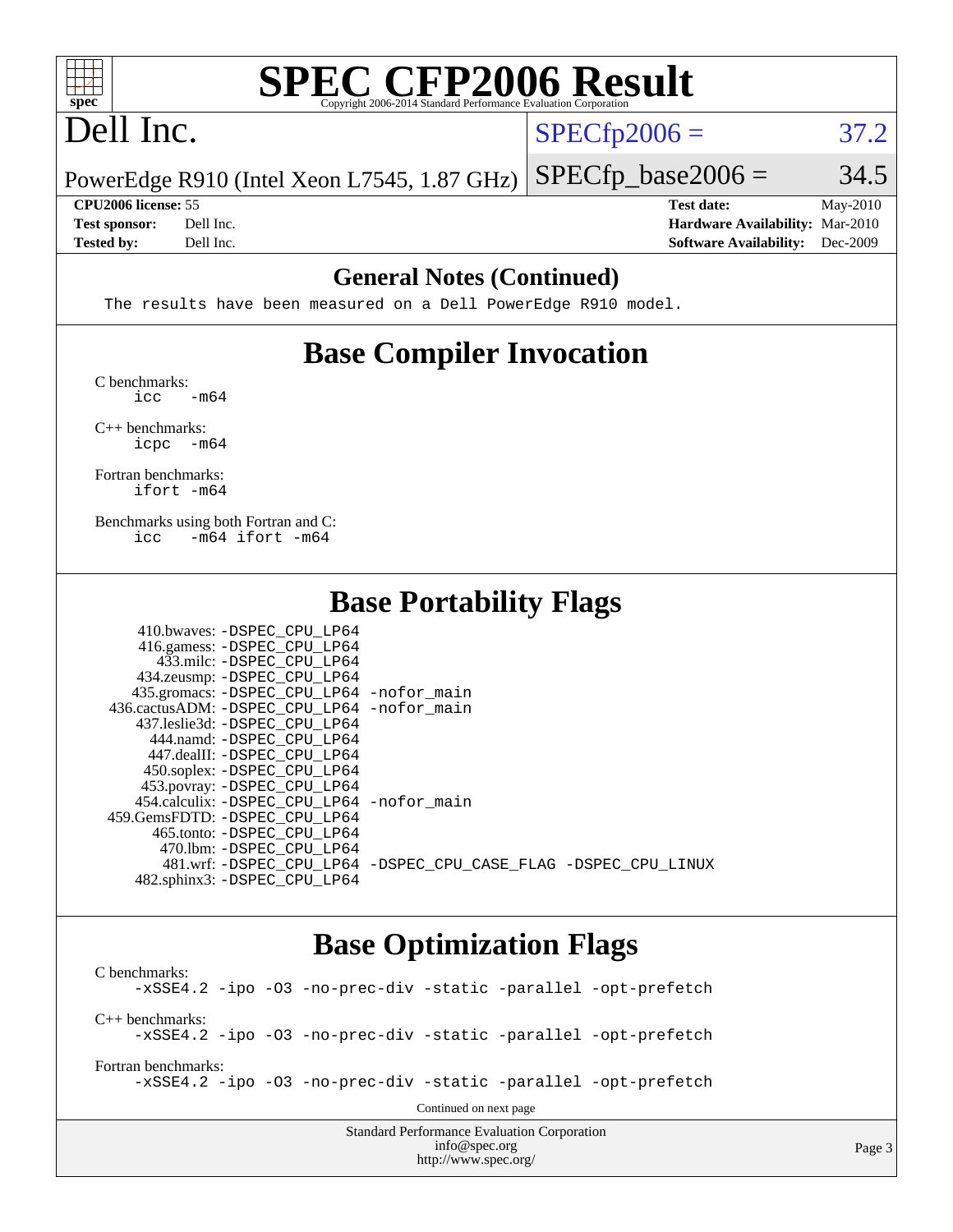# SPEC CFP2006 Result

Copyright 2006-2014 Standard Performance Evaluation Corporation

## Dell Inc.

PowerEdge R910 (Intel Xeon L7545, 1.87 GHz)

SPECfp2006 = 37.2

SPECfp_base2006 = 34.5

| | | | |
|---|---|---|---|
| **CPU2006 license:** 55 | | **Test date:** | May-2010 |
| **Test sponsor:** | Dell Inc. | **Hardware Availability:** | Mar-2010 |
| **Tested by:** | Dell Inc. | **Software Availability:** | Dec-2009 |

### General Notes (Continued)

```
The results have been measured on a Dell PowerEdge R910 model.
```

## Base Compiler Invocation

C benchmarks:

```
icc   -m64
```

C++ benchmarks:

```
icpc  -m64
```

Fortran benchmarks:

```
ifort -m64
```

Benchmarks using both Fortran and C:

```
icc   -m64 ifort -m64
```

## Base Portability Flags

```
     410.bwaves: -DSPEC_CPU_LP64
     416.gamess: -DSPEC_CPU_LP64
       433.milc: -DSPEC_CPU_LP64
     434.zeusmp: -DSPEC_CPU_LP64
    435.gromacs: -DSPEC_CPU_LP64 -nofor_main
 436.cactusADM: -DSPEC_CPU_LP64 -nofor_main
   437.leslie3d: -DSPEC_CPU_LP64
       444.namd: -DSPEC_CPU_LP64
     447.dealII: -DSPEC_CPU_LP64
     450.soplex: -DSPEC_CPU_LP64
     453.povray: -DSPEC_CPU_LP64
   454.calculix: -DSPEC_CPU_LP64 -nofor_main
  459.GemsFDTD: -DSPEC_CPU_LP64
      465.tonto: -DSPEC_CPU_LP64
        470.lbm: -DSPEC_CPU_LP64
        481.wrf: -DSPEC_CPU_LP64 -DSPEC_CPU_CASE_FLAG -DSPEC_CPU_LINUX
    482.sphinx3: -DSPEC_CPU_LP64
```

## Base Optimization Flags

C benchmarks:

```
-xSSE4.2 -ipo -O3 -no-prec-div -static -parallel -opt-prefetch
```

C++ benchmarks:

```
-xSSE4.2 -ipo -O3 -no-prec-div -static -parallel -opt-prefetch
```

Fortran benchmarks:

```
-xSSE4.2 -ipo -O3 -no-prec-div -static -parallel -opt-prefetch
```

Continued on next page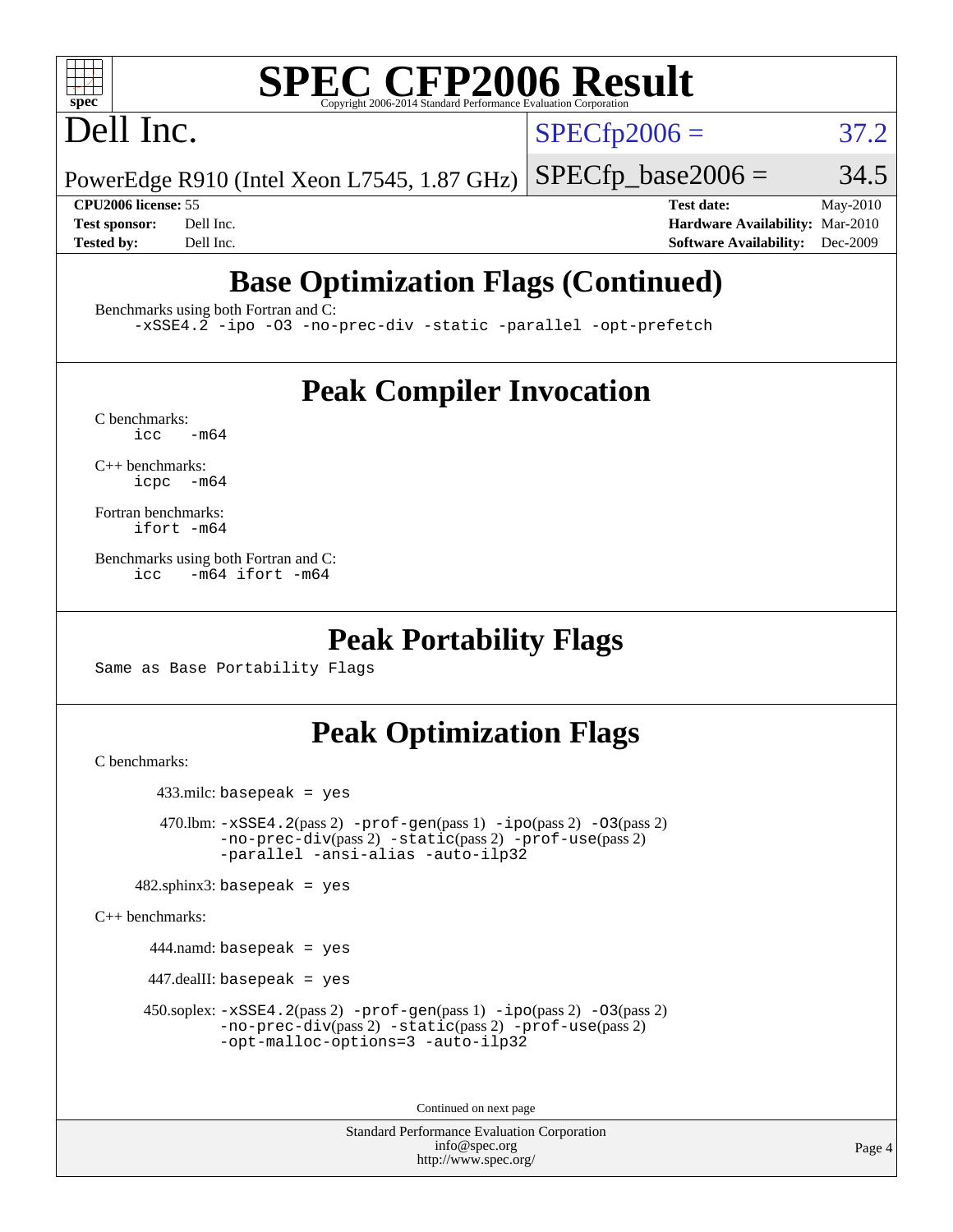# SPEC CFP2006 Result

Copyright 2006-2014 Standard Performance Evaluation Corporation

## Dell Inc.

PowerEdge R910 (Intel Xeon L7545, 1.87 GHz)

SPECfp2006 = 37.2

SPECfp_base2006 = 34.5

**CPU2006 license:** 55
**Test sponsor:** Dell Inc.
**Tested by:** Dell Inc.

**Test date:** May-2010
**Hardware Availability:** Mar-2010
**Software Availability:** Dec-2009

## Base Optimization Flags (Continued)

Benchmarks using both Fortran and C:

```
-xSSE4.2 -ipo -O3 -no-prec-div -static -parallel -opt-prefetch
```

## Peak Compiler Invocation

C benchmarks:

```
icc   -m64
```

C++ benchmarks:

```
icpc  -m64
```

Fortran benchmarks:

```
ifort -m64
```

Benchmarks using both Fortran and C:

```
icc   -m64 ifort -m64
```

## Peak Portability Flags

Same as Base Portability Flags

## Peak Optimization Flags

C benchmarks:

433.milc: basepeak = yes

470.lbm: -xSSE4.2(pass 2) -prof-gen(pass 1) -ipo(pass 2) -O3(pass 2) -no-prec-div(pass 2) -static(pass 2) -prof-use(pass 2) -parallel -ansi-alias -auto-ilp32

482.sphinx3: basepeak = yes

C++ benchmarks:

444.namd: basepeak = yes

447.dealII: basepeak = yes

450.soplex: -xSSE4.2(pass 2) -prof-gen(pass 1) -ipo(pass 2) -O3(pass 2) -no-prec-div(pass 2) -static(pass 2) -prof-use(pass 2) -opt-malloc-options=3 -auto-ilp32

Continued on next page

Standard Performance Evaluation Corporation
info@spec.org
http://www.spec.org/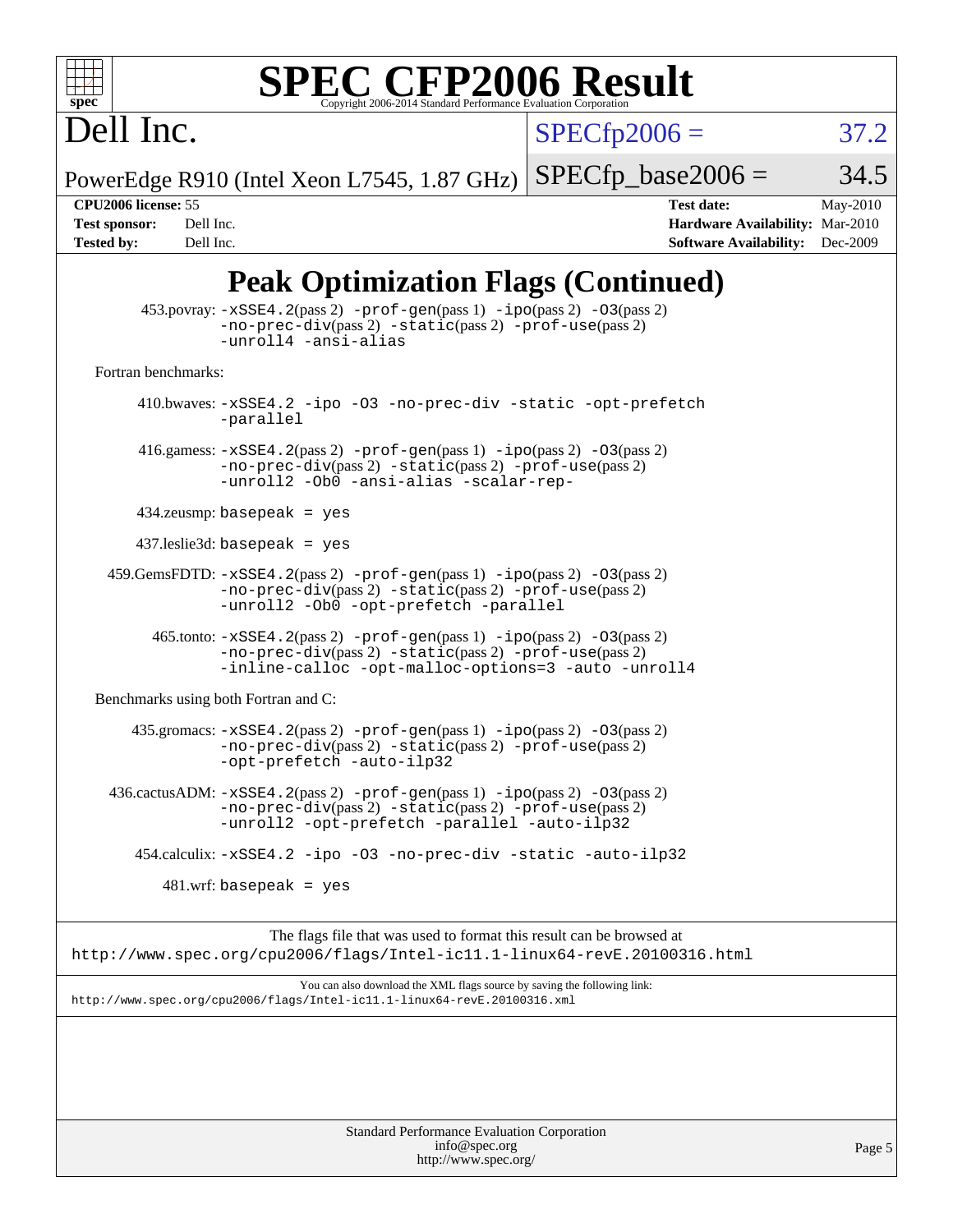# SPEC CFP2006 Result

Copyright 2006-2014 Standard Performance Evaluation Corporation

**Dell Inc.**

PowerEdge R910 (Intel Xeon L7545, 1.87 GHz)

SPECfp2006 = 37.2

SPECfp_base2006 = 34.5

| | | | |
|---|---|---|---|
| **CPU2006 license:** | 55 | **Test date:** | May-2010 |
| **Test sponsor:** | Dell Inc. | **Hardware Availability:** | Mar-2010 |
| **Tested by:** | Dell Inc. | **Software Availability:** | Dec-2009 |

## Peak Optimization Flags (Continued)

453.povray: `-xSSE4.2`(pass 2) `-prof-gen`(pass 1) `-ipo`(pass 2) `-O3`(pass 2) `-no-prec-div`(pass 2) `-static`(pass 2) `-prof-use`(pass 2) `-unroll4` `-ansi-alias`

Fortran benchmarks:

410.bwaves: `-xSSE4.2` `-ipo` `-O3` `-no-prec-div` `-static` `-opt-prefetch` `-parallel`

416.gamess: `-xSSE4.2`(pass 2) `-prof-gen`(pass 1) `-ipo`(pass 2) `-O3`(pass 2) `-no-prec-div`(pass 2) `-static`(pass 2) `-prof-use`(pass 2) `-unroll2` `-Ob0` `-ansi-alias` `-scalar-rep-`

434.zeusmp: `basepeak = yes`

437.leslie3d: `basepeak = yes`

459.GemsFDTD: `-xSSE4.2`(pass 2) `-prof-gen`(pass 1) `-ipo`(pass 2) `-O3`(pass 2) `-no-prec-div`(pass 2) `-static`(pass 2) `-prof-use`(pass 2) `-unroll2` `-Ob0` `-opt-prefetch` `-parallel`

465.tonto: `-xSSE4.2`(pass 2) `-prof-gen`(pass 1) `-ipo`(pass 2) `-O3`(pass 2) `-no-prec-div`(pass 2) `-static`(pass 2) `-prof-use`(pass 2) `-inline-calloc` `-opt-malloc-options=3` `-auto` `-unroll4`

Benchmarks using both Fortran and C:

435.gromacs: `-xSSE4.2`(pass 2) `-prof-gen`(pass 1) `-ipo`(pass 2) `-O3`(pass 2) `-no-prec-div`(pass 2) `-static`(pass 2) `-prof-use`(pass 2) `-opt-prefetch` `-auto-ilp32`

436.cactusADM: `-xSSE4.2`(pass 2) `-prof-gen`(pass 1) `-ipo`(pass 2) `-O3`(pass 2) `-no-prec-div`(pass 2) `-static`(pass 2) `-prof-use`(pass 2) `-unroll2` `-opt-prefetch` `-parallel` `-auto-ilp32`

454.calculix: `-xSSE4.2` `-ipo` `-O3` `-no-prec-div` `-static` `-auto-ilp32`

481.wrf: `basepeak = yes`

The flags file that was used to format this result can be browsed at
http://www.spec.org/cpu2006/flags/Intel-ic11.1-linux64-revE.20100316.html

You can also download the XML flags source by saving the following link:
http://www.spec.org/cpu2006/flags/Intel-ic11.1-linux64-revE.20100316.xml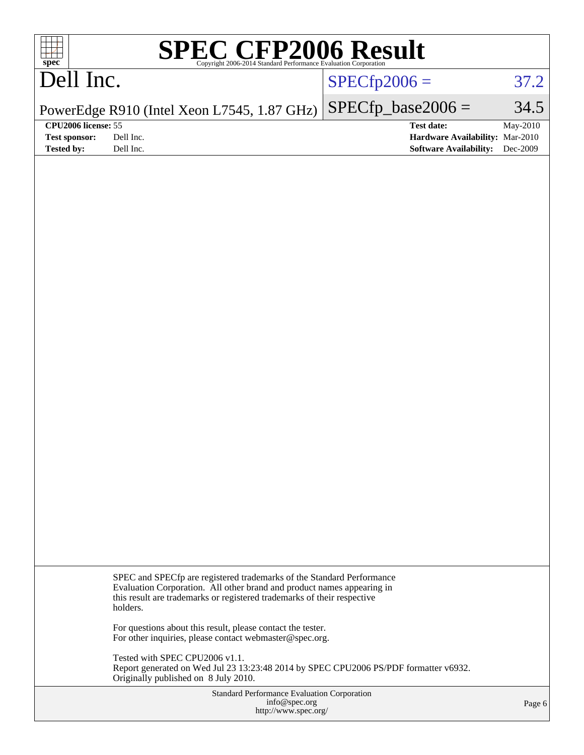# SPEC CFP2006 Result

Copyright 2006-2014 Standard Performance Evaluation Corporation

## Dell Inc.

PowerEdge R910 (Intel Xeon L7545, 1.87 GHz)

SPECfp2006 = 37.2

SPECfp_base2006 = 34.5

| | | | |
|---|---|---|---|
| **CPU2006 license:** | 55 | **Test date:** | May-2010 |
| **Test sponsor:** | Dell Inc. | **Hardware Availability:** | Mar-2010 |
| **Tested by:** | Dell Inc. | **Software Availability:** | Dec-2009 |

SPEC and SPECfp are registered trademarks of the Standard Performance Evaluation Corporation. All other brand and product names appearing in this result are trademarks or registered trademarks of their respective holders.

For questions about this result, please contact the tester.
For other inquiries, please contact webmaster@spec.org.

Tested with SPEC CPU2006 v1.1.
Report generated on Wed Jul 23 13:23:48 2014 by SPEC CPU2006 PS/PDF formatter v6932.
Originally published on 8 July 2010.

Standard Performance Evaluation Corporation
info@spec.org
http://www.spec.org/